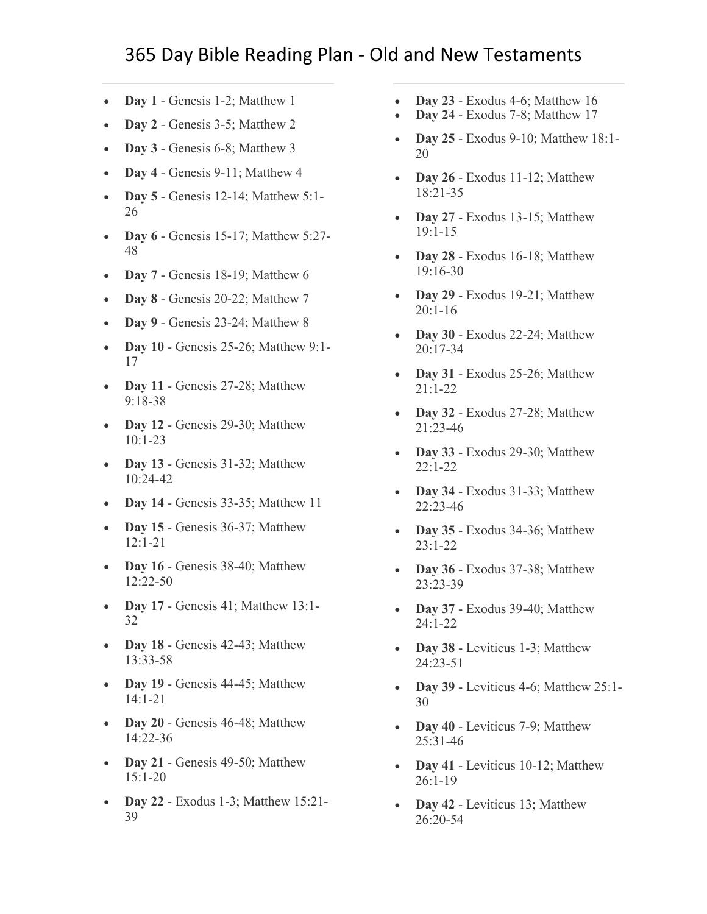# 365 Day Bible Reading Plan - Old and New Testaments

- **Day 1** - Genesis 1-2; Matthew 1
- **Day 2** - Genesis 3-5; Matthew 2
- **Day 3** - Genesis 6-8; Matthew 3
- **Day 4** - Genesis 9-11; Matthew 4
- **Day 5** - Genesis 12-14; Matthew 5:1-26
- **Day 6** - Genesis 15-17; Matthew 5:27-48
- **Day 7** - Genesis 18-19; Matthew 6
- **Day 8** - Genesis 20-22; Matthew 7
- **Day 9** - Genesis 23-24; Matthew 8
- **Day 10** - Genesis 25-26; Matthew 9:1-17
- **Day 11** - Genesis 27-28; Matthew 9:18-38
- **Day 12** - Genesis 29-30; Matthew 10:1-23
- **Day 13** - Genesis 31-32; Matthew 10:24-42
- **Day 14** - Genesis 33-35; Matthew 11
- **Day 15** - Genesis 36-37; Matthew 12:1-21
- **Day 16** - Genesis 38-40; Matthew 12:22-50
- **Day 17** - Genesis 41; Matthew 13:1-32
- **Day 18** - Genesis 42-43; Matthew 13:33-58
- **Day 19** - Genesis 44-45; Matthew 14:1-21
- **Day 20** - Genesis 46-48; Matthew 14:22-36
- **Day 21** - Genesis 49-50; Matthew 15:1-20
- **Day 22** - Exodus 1-3; Matthew 15:21-39
- **Day 23** - Exodus 4-6; Matthew 16
- **Day 24** - Exodus 7-8; Matthew 17
- **Day 25** - Exodus 9-10; Matthew 18:1-20
- **Day 26** - Exodus 11-12; Matthew 18:21-35
- **Day 27** - Exodus 13-15; Matthew 19:1-15
- **Day 28** - Exodus 16-18; Matthew 19:16-30
- **Day 29** - Exodus 19-21; Matthew 20:1-16
- **Day 30** - Exodus 22-24; Matthew 20:17-34
- **Day 31** - Exodus 25-26; Matthew 21:1-22
- **Day 32** - Exodus 27-28; Matthew 21:23-46
- **Day 33** - Exodus 29-30; Matthew 22:1-22
- **Day 34** - Exodus 31-33; Matthew 22:23-46
- **Day 35** - Exodus 34-36; Matthew 23:1-22
- **Day 36** - Exodus 37-38; Matthew 23:23-39
- **Day 37** - Exodus 39-40; Matthew 24:1-22
- **Day 38** - Leviticus 1-3; Matthew 24:23-51
- **Day 39** - Leviticus 4-6; Matthew 25:1-30
- **Day 40** - Leviticus 7-9; Matthew 25:31-46
- **Day 41** - Leviticus 10-12; Matthew 26:1-19
- **Day 42** - Leviticus 13; Matthew 26:20-54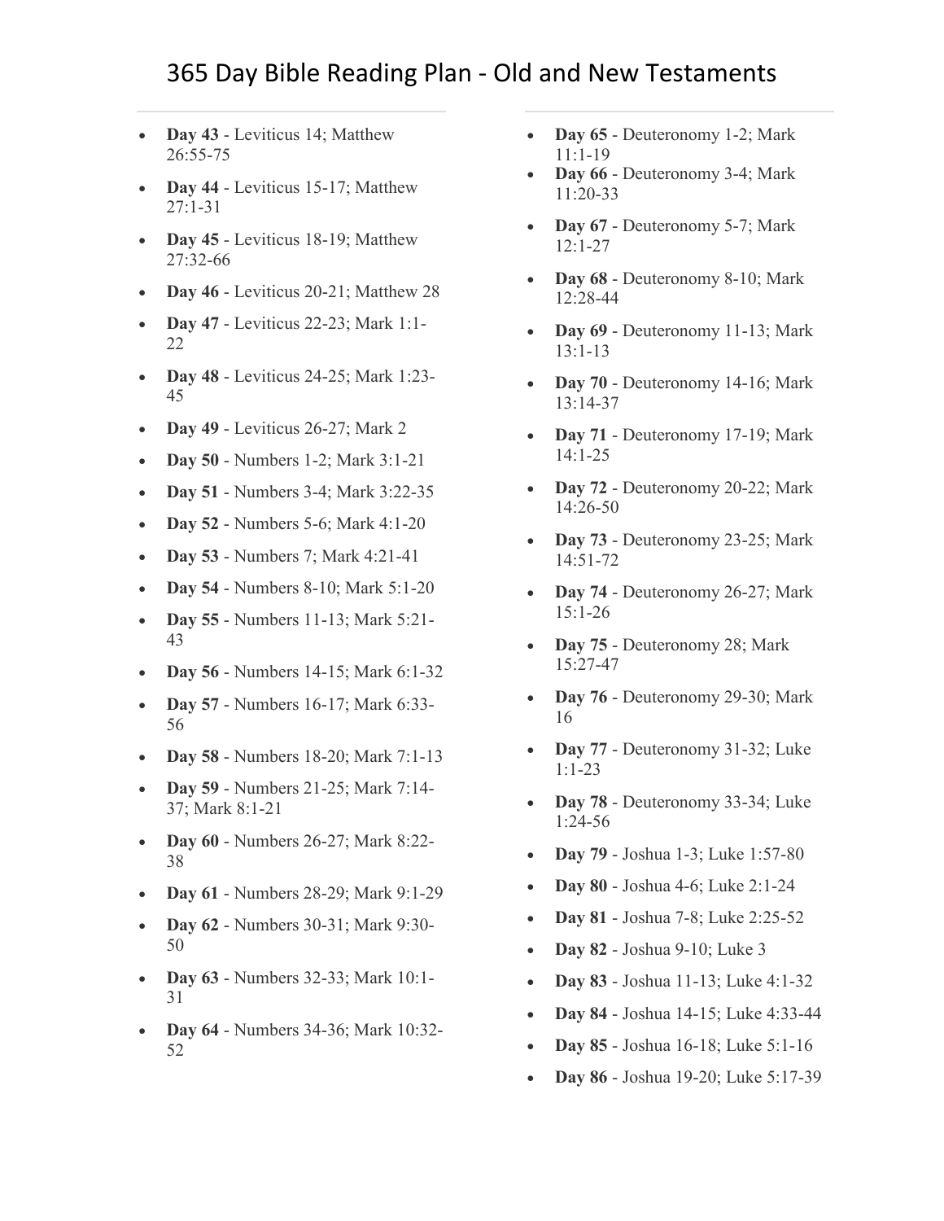# 365 Day Bible Reading Plan - Old and New Testaments

- **Day 43** - Leviticus 14; Matthew 26:55-75
- **Day 44** - Leviticus 15-17; Matthew 27:1-31
- **Day 45** - Leviticus 18-19; Matthew 27:32-66
- **Day 46** - Leviticus 20-21; Matthew 28
- **Day 47** - Leviticus 22-23; Mark 1:1-22
- **Day 48** - Leviticus 24-25; Mark 1:23-45
- **Day 49** - Leviticus 26-27; Mark 2
- **Day 50** - Numbers 1-2; Mark 3:1-21
- **Day 51** - Numbers 3-4; Mark 3:22-35
- **Day 52** - Numbers 5-6; Mark 4:1-20
- **Day 53** - Numbers 7; Mark 4:21-41
- **Day 54** - Numbers 8-10; Mark 5:1-20
- **Day 55** - Numbers 11-13; Mark 5:21-43
- **Day 56** - Numbers 14-15; Mark 6:1-32
- **Day 57** - Numbers 16-17; Mark 6:33-56
- **Day 58** - Numbers 18-20; Mark 7:1-13
- **Day 59** - Numbers 21-25; Mark 7:14-37; Mark 8:1-21
- **Day 60** - Numbers 26-27; Mark 8:22-38
- **Day 61** - Numbers 28-29; Mark 9:1-29
- **Day 62** - Numbers 30-31; Mark 9:30-50
- **Day 63** - Numbers 32-33; Mark 10:1-31
- **Day 64** - Numbers 34-36; Mark 10:32-52
- **Day 65** - Deuteronomy 1-2; Mark 11:1-19
- **Day 66** - Deuteronomy 3-4; Mark 11:20-33
- **Day 67** - Deuteronomy 5-7; Mark 12:1-27
- **Day 68** - Deuteronomy 8-10; Mark 12:28-44
- **Day 69** - Deuteronomy 11-13; Mark 13:1-13
- **Day 70** - Deuteronomy 14-16; Mark 13:14-37
- **Day 71** - Deuteronomy 17-19; Mark 14:1-25
- **Day 72** - Deuteronomy 20-22; Mark 14:26-50
- **Day 73** - Deuteronomy 23-25; Mark 14:51-72
- **Day 74** - Deuteronomy 26-27; Mark 15:1-26
- **Day 75** - Deuteronomy 28; Mark 15:27-47
- **Day 76** - Deuteronomy 29-30; Mark 16
- **Day 77** - Deuteronomy 31-32; Luke 1:1-23
- **Day 78** - Deuteronomy 33-34; Luke 1:24-56
- **Day 79** - Joshua 1-3; Luke 1:57-80
- **Day 80** - Joshua 4-6; Luke 2:1-24
- **Day 81** - Joshua 7-8; Luke 2:25-52
- **Day 82** - Joshua 9-10; Luke 3
- **Day 83** - Joshua 11-13; Luke 4:1-32
- **Day 84** - Joshua 14-15; Luke 4:33-44
- **Day 85** - Joshua 16-18; Luke 5:1-16
- **Day 86** - Joshua 19-20; Luke 5:17-39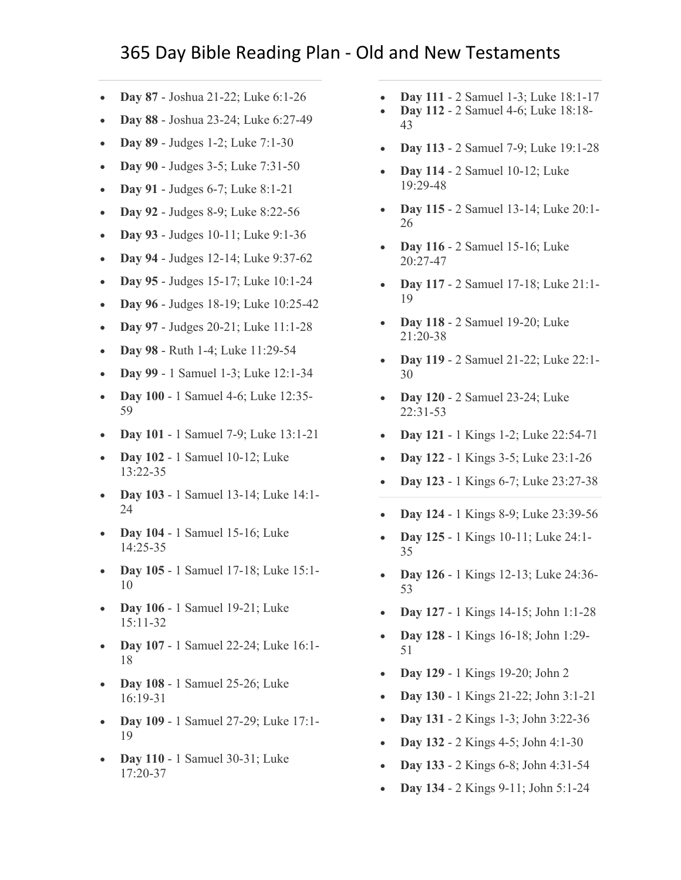# 365 Day Bible Reading Plan - Old and New Testaments

- **Day 87** - Joshua 21-22; Luke 6:1-26
- **Day 88** - Joshua 23-24; Luke 6:27-49
- **Day 89** - Judges 1-2; Luke 7:1-30
- **Day 90** - Judges 3-5; Luke 7:31-50
- **Day 91** - Judges 6-7; Luke 8:1-21
- **Day 92** - Judges 8-9; Luke 8:22-56
- **Day 93** - Judges 10-11; Luke 9:1-36
- **Day 94** - Judges 12-14; Luke 9:37-62
- **Day 95** - Judges 15-17; Luke 10:1-24
- **Day 96** - Judges 18-19; Luke 10:25-42
- **Day 97** - Judges 20-21; Luke 11:1-28
- **Day 98** - Ruth 1-4; Luke 11:29-54
- **Day 99** - 1 Samuel 1-3; Luke 12:1-34
- **Day 100** - 1 Samuel 4-6; Luke 12:35-59
- **Day 101** - 1 Samuel 7-9; Luke 13:1-21
- **Day 102** - 1 Samuel 10-12; Luke 13:22-35
- **Day 103** - 1 Samuel 13-14; Luke 14:1-24
- **Day 104** - 1 Samuel 15-16; Luke 14:25-35
- **Day 105** - 1 Samuel 17-18; Luke 15:1-10
- **Day 106** - 1 Samuel 19-21; Luke 15:11-32
- **Day 107** - 1 Samuel 22-24; Luke 16:1-18
- **Day 108** - 1 Samuel 25-26; Luke 16:19-31
- **Day 109** - 1 Samuel 27-29; Luke 17:1-19
- **Day 110** - 1 Samuel 30-31; Luke 17:20-37
- **Day 111** - 2 Samuel 1-3; Luke 18:1-17
- **Day 112** - 2 Samuel 4-6; Luke 18:18-43
- **Day 113** - 2 Samuel 7-9; Luke 19:1-28
- **Day 114** - 2 Samuel 10-12; Luke 19:29-48
- **Day 115** - 2 Samuel 13-14; Luke 20:1-26
- **Day 116** - 2 Samuel 15-16; Luke 20:27-47
- **Day 117** - 2 Samuel 17-18; Luke 21:1-19
- **Day 118** - 2 Samuel 19-20; Luke 21:20-38
- **Day 119** - 2 Samuel 21-22; Luke 22:1-30
- **Day 120** - 2 Samuel 23-24; Luke 22:31-53
- **Day 121** - 1 Kings 1-2; Luke 22:54-71
- **Day 122** - 1 Kings 3-5; Luke 23:1-26
- **Day 123** - 1 Kings 6-7; Luke 23:27-38
- **Day 124** - 1 Kings 8-9; Luke 23:39-56
- **Day 125** - 1 Kings 10-11; Luke 24:1-35
- **Day 126** - 1 Kings 12-13; Luke 24:36-53
- **Day 127** - 1 Kings 14-15; John 1:1-28
- **Day 128** - 1 Kings 16-18; John 1:29-51
- **Day 129** - 1 Kings 19-20; John 2
- **Day 130** - 1 Kings 21-22; John 3:1-21
- **Day 131** - 2 Kings 1-3; John 3:22-36
- **Day 132** - 2 Kings 4-5; John 4:1-30
- **Day 133** - 2 Kings 6-8; John 4:31-54
- **Day 134** - 2 Kings 9-11; John 5:1-24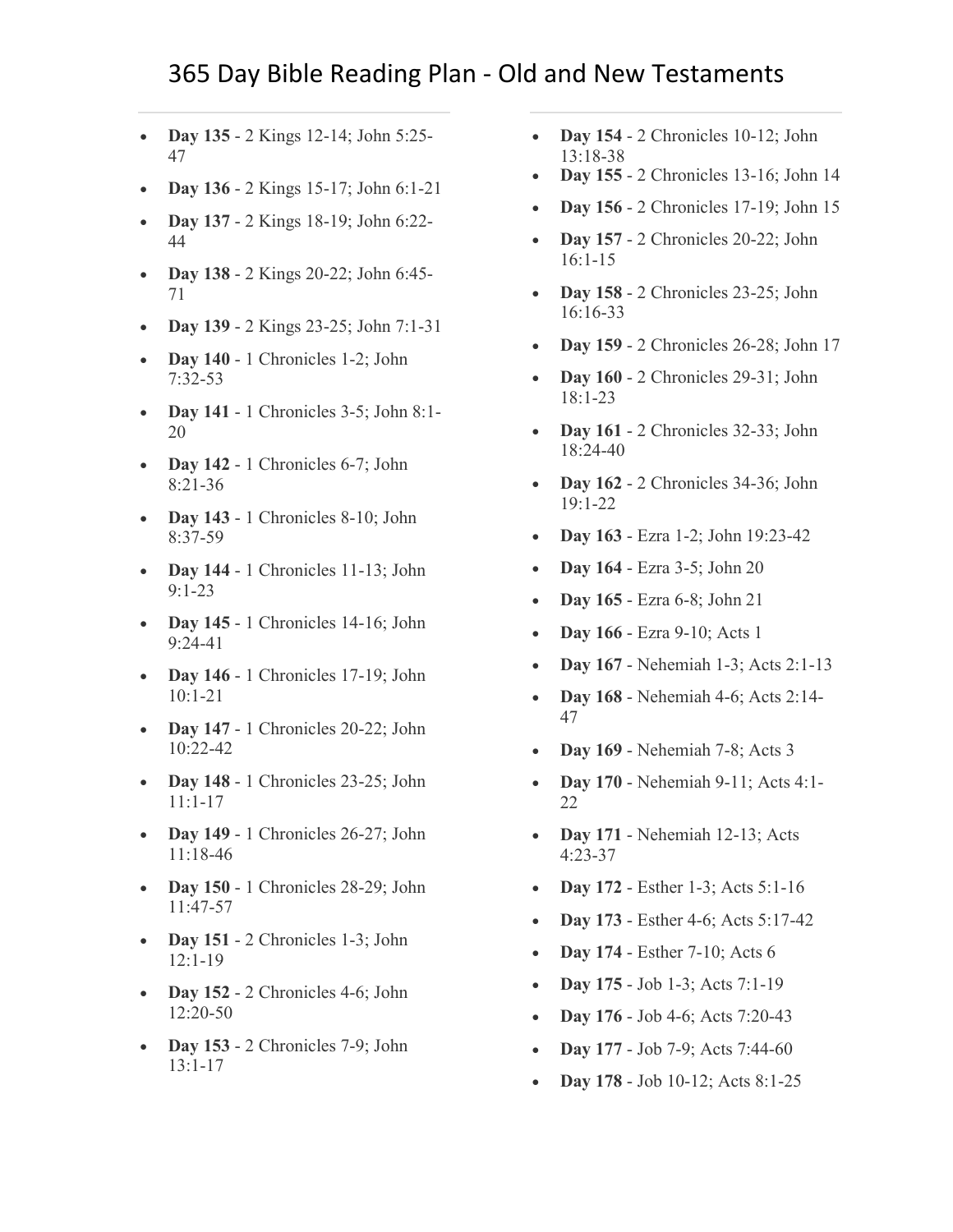# 365 Day Bible Reading Plan - Old and New Testaments

- **Day 135** - 2 Kings 12-14; John 5:25-47
- **Day 136** - 2 Kings 15-17; John 6:1-21
- **Day 137** - 2 Kings 18-19; John 6:22-44
- **Day 138** - 2 Kings 20-22; John 6:45-71
- **Day 139** - 2 Kings 23-25; John 7:1-31
- **Day 140** - 1 Chronicles 1-2; John 7:32-53
- **Day 141** - 1 Chronicles 3-5; John 8:1-20
- **Day 142** - 1 Chronicles 6-7; John 8:21-36
- **Day 143** - 1 Chronicles 8-10; John 8:37-59
- **Day 144** - 1 Chronicles 11-13; John 9:1-23
- **Day 145** - 1 Chronicles 14-16; John 9:24-41
- **Day 146** - 1 Chronicles 17-19; John 10:1-21
- **Day 147** - 1 Chronicles 20-22; John 10:22-42
- **Day 148** - 1 Chronicles 23-25; John 11:1-17
- **Day 149** - 1 Chronicles 26-27; John 11:18-46
- **Day 150** - 1 Chronicles 28-29; John 11:47-57
- **Day 151** - 2 Chronicles 1-3; John 12:1-19
- **Day 152** - 2 Chronicles 4-6; John 12:20-50
- **Day 153** - 2 Chronicles 7-9; John 13:1-17
- **Day 154** - 2 Chronicles 10-12; John 13:18-38
- **Day 155** - 2 Chronicles 13-16; John 14
- **Day 156** - 2 Chronicles 17-19; John 15
- **Day 157** - 2 Chronicles 20-22; John 16:1-15
- **Day 158** - 2 Chronicles 23-25; John 16:16-33
- **Day 159** - 2 Chronicles 26-28; John 17
- **Day 160** - 2 Chronicles 29-31; John 18:1-23
- **Day 161** - 2 Chronicles 32-33; John 18:24-40
- **Day 162** - 2 Chronicles 34-36; John 19:1-22
- **Day 163** - Ezra 1-2; John 19:23-42
- **Day 164** - Ezra 3-5; John 20
- **Day 165** - Ezra 6-8; John 21
- **Day 166** - Ezra 9-10; Acts 1
- **Day 167** - Nehemiah 1-3; Acts 2:1-13
- **Day 168** - Nehemiah 4-6; Acts 2:14-47
- **Day 169** - Nehemiah 7-8; Acts 3
- **Day 170** - Nehemiah 9-11; Acts 4:1-22
- **Day 171** - Nehemiah 12-13; Acts 4:23-37
- **Day 172** - Esther 1-3; Acts 5:1-16
- **Day 173** - Esther 4-6; Acts 5:17-42
- **Day 174** - Esther 7-10; Acts 6
- **Day 175** - Job 1-3; Acts 7:1-19
- **Day 176** - Job 4-6; Acts 7:20-43
- **Day 177** - Job 7-9; Acts 7:44-60
- **Day 178** - Job 10-12; Acts 8:1-25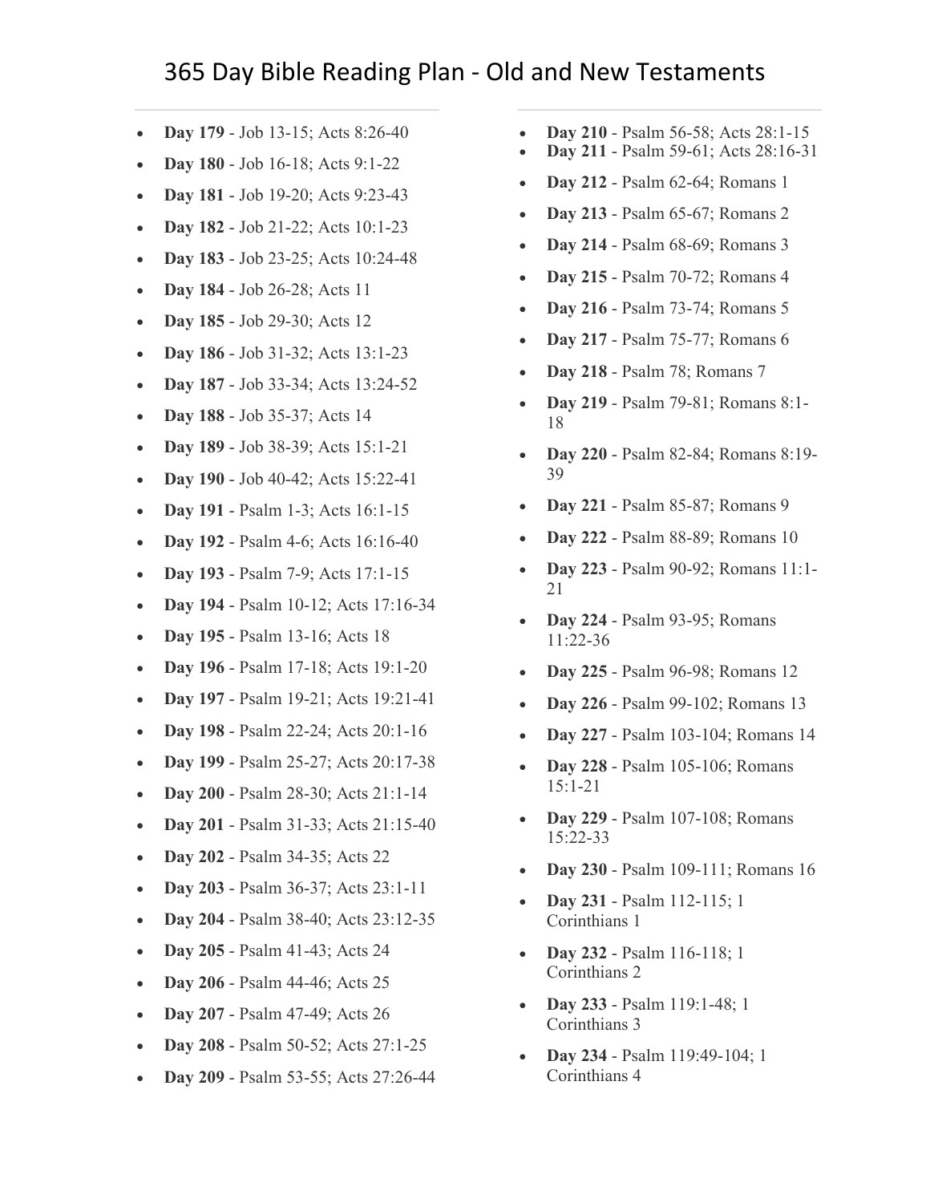# 365 Day Bible Reading Plan - Old and New Testaments

- **Day 179** - Job 13-15; Acts 8:26-40
- **Day 180** - Job 16-18; Acts 9:1-22
- **Day 181** - Job 19-20; Acts 9:23-43
- **Day 182** - Job 21-22; Acts 10:1-23
- **Day 183** - Job 23-25; Acts 10:24-48
- **Day 184** - Job 26-28; Acts 11
- **Day 185** - Job 29-30; Acts 12
- **Day 186** - Job 31-32; Acts 13:1-23
- **Day 187** - Job 33-34; Acts 13:24-52
- **Day 188** - Job 35-37; Acts 14
- **Day 189** - Job 38-39; Acts 15:1-21
- **Day 190** - Job 40-42; Acts 15:22-41
- **Day 191** - Psalm 1-3; Acts 16:1-15
- **Day 192** - Psalm 4-6; Acts 16:16-40
- **Day 193** - Psalm 7-9; Acts 17:1-15
- **Day 194** - Psalm 10-12; Acts 17:16-34
- **Day 195** - Psalm 13-16; Acts 18
- **Day 196** - Psalm 17-18; Acts 19:1-20
- **Day 197** - Psalm 19-21; Acts 19:21-41
- **Day 198** - Psalm 22-24; Acts 20:1-16
- **Day 199** - Psalm 25-27; Acts 20:17-38
- **Day 200** - Psalm 28-30; Acts 21:1-14
- **Day 201** - Psalm 31-33; Acts 21:15-40
- **Day 202** - Psalm 34-35; Acts 22
- **Day 203** - Psalm 36-37; Acts 23:1-11
- **Day 204** - Psalm 38-40; Acts 23:12-35
- **Day 205** - Psalm 41-43; Acts 24
- **Day 206** - Psalm 44-46; Acts 25
- **Day 207** - Psalm 47-49; Acts 26
- **Day 208** - Psalm 50-52; Acts 27:1-25
- **Day 209** - Psalm 53-55; Acts 27:26-44
- **Day 210** - Psalm 56-58; Acts 28:1-15
- **Day 211** - Psalm 59-61; Acts 28:16-31
- **Day 212** - Psalm 62-64; Romans 1
- **Day 213** - Psalm 65-67; Romans 2
- **Day 214** - Psalm 68-69; Romans 3
- **Day 215** - Psalm 70-72; Romans 4
- **Day 216** - Psalm 73-74; Romans 5
- **Day 217** - Psalm 75-77; Romans 6
- **Day 218** - Psalm 78; Romans 7
- **Day 219** - Psalm 79-81; Romans 8:1-18
- **Day 220** - Psalm 82-84; Romans 8:19-39
- **Day 221** - Psalm 85-87; Romans 9
- **Day 222** - Psalm 88-89; Romans 10
- **Day 223** - Psalm 90-92; Romans 11:1-21
- **Day 224** - Psalm 93-95; Romans 11:22-36
- **Day 225** - Psalm 96-98; Romans 12
- **Day 226** - Psalm 99-102; Romans 13
- **Day 227** - Psalm 103-104; Romans 14
- **Day 228** - Psalm 105-106; Romans 15:1-21
- **Day 229** - Psalm 107-108; Romans 15:22-33
- **Day 230** - Psalm 109-111; Romans 16
- **Day 231** - Psalm 112-115; 1 Corinthians 1
- **Day 232** - Psalm 116-118; 1 Corinthians 2
- **Day 233** - Psalm 119:1-48; 1 Corinthians 3
- **Day 234** - Psalm 119:49-104; 1 Corinthians 4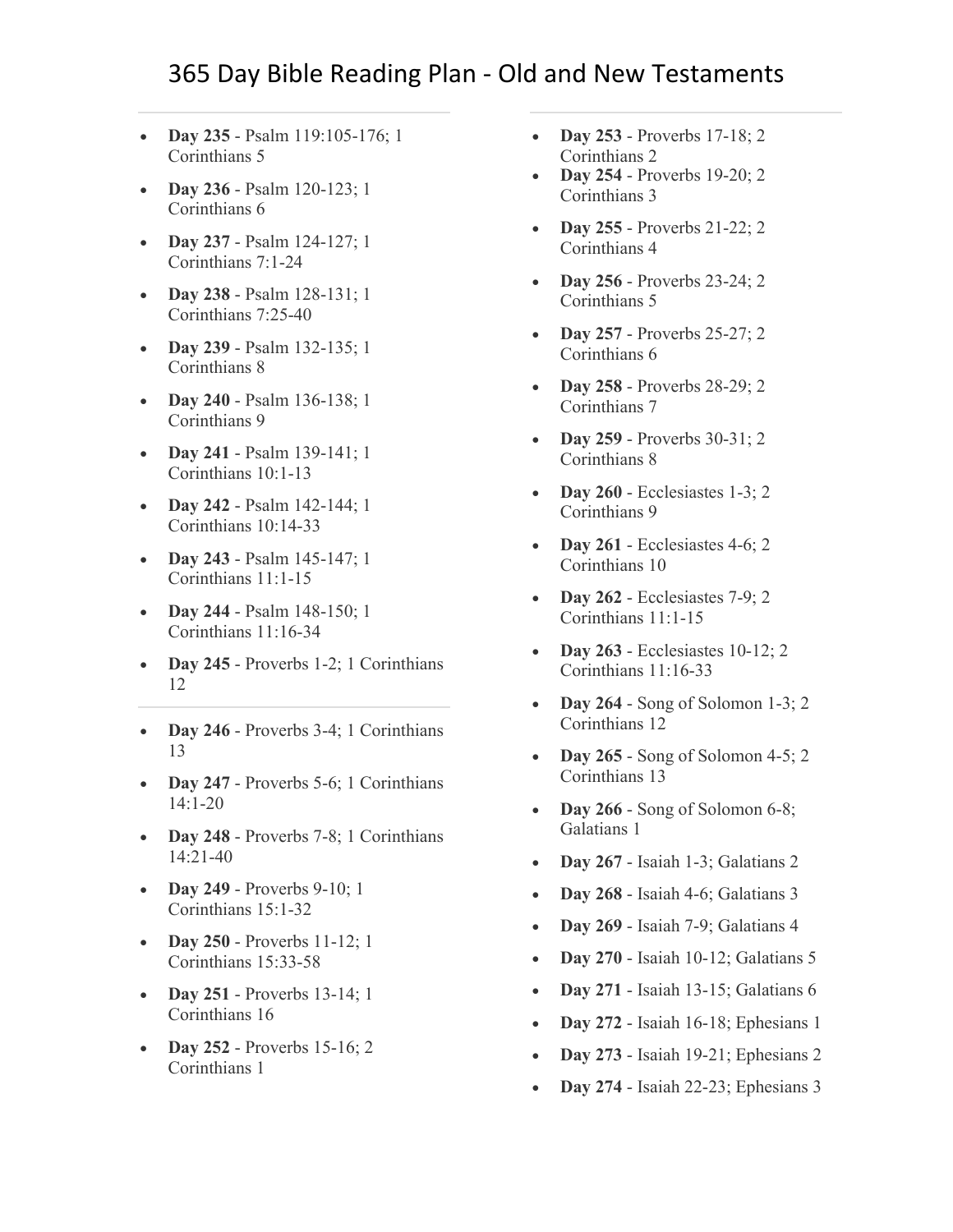# 365 Day Bible Reading Plan - Old and New Testaments

- **Day 235** - Psalm 119:105-176; 1 Corinthians 5
- **Day 236** - Psalm 120-123; 1 Corinthians 6
- **Day 237** - Psalm 124-127; 1 Corinthians 7:1-24
- **Day 238** - Psalm 128-131; 1 Corinthians 7:25-40
- **Day 239** - Psalm 132-135; 1 Corinthians 8
- **Day 240** - Psalm 136-138; 1 Corinthians 9
- **Day 241** - Psalm 139-141; 1 Corinthians 10:1-13
- **Day 242** - Psalm 142-144; 1 Corinthians 10:14-33
- **Day 243** - Psalm 145-147; 1 Corinthians 11:1-15
- **Day 244** - Psalm 148-150; 1 Corinthians 11:16-34
- **Day 245** - Proverbs 1-2; 1 Corinthians 12

---

- **Day 246** - Proverbs 3-4; 1 Corinthians 13
- **Day 247** - Proverbs 5-6; 1 Corinthians 14:1-20
- **Day 248** - Proverbs 7-8; 1 Corinthians 14:21-40
- **Day 249** - Proverbs 9-10; 1 Corinthians 15:1-32
- **Day 250** - Proverbs 11-12; 1 Corinthians 15:33-58
- **Day 251** - Proverbs 13-14; 1 Corinthians 16
- **Day 252** - Proverbs 15-16; 2 Corinthians 1

---

- **Day 253** - Proverbs 17-18; 2 Corinthians 2
- **Day 254** - Proverbs 19-20; 2 Corinthians 3
- **Day 255** - Proverbs 21-22; 2 Corinthians 4
- **Day 256** - Proverbs 23-24; 2 Corinthians 5
- **Day 257** - Proverbs 25-27; 2 Corinthians 6
- **Day 258** - Proverbs 28-29; 2 Corinthians 7
- **Day 259** - Proverbs 30-31; 2 Corinthians 8
- **Day 260** - Ecclesiastes 1-3; 2 Corinthians 9
- **Day 261** - Ecclesiastes 4-6; 2 Corinthians 10
- **Day 262** - Ecclesiastes 7-9; 2 Corinthians 11:1-15
- **Day 263** - Ecclesiastes 10-12; 2 Corinthians 11:16-33
- **Day 264** - Song of Solomon 1-3; 2 Corinthians 12
- **Day 265** - Song of Solomon 4-5; 2 Corinthians 13
- **Day 266** - Song of Solomon 6-8; Galatians 1
- **Day 267** - Isaiah 1-3; Galatians 2
- **Day 268** - Isaiah 4-6; Galatians 3
- **Day 269** - Isaiah 7-9; Galatians 4
- **Day 270** - Isaiah 10-12; Galatians 5
- **Day 271** - Isaiah 13-15; Galatians 6
- **Day 272** - Isaiah 16-18; Ephesians 1
- **Day 273** - Isaiah 19-21; Ephesians 2
- **Day 274** - Isaiah 22-23; Ephesians 3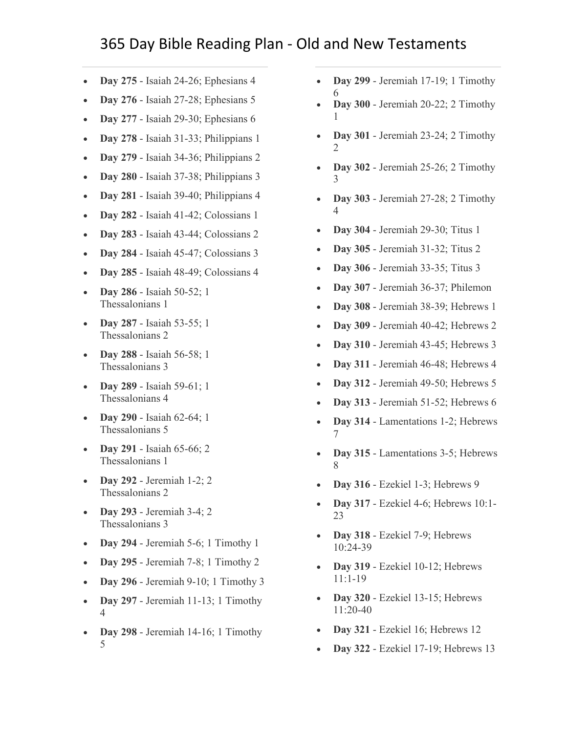# 365 Day Bible Reading Plan - Old and New Testaments

- **Day 275** - Isaiah 24-26; Ephesians 4
- **Day 276** - Isaiah 27-28; Ephesians 5
- **Day 277** - Isaiah 29-30; Ephesians 6
- **Day 278** - Isaiah 31-33; Philippians 1
- **Day 279** - Isaiah 34-36; Philippians 2
- **Day 280** - Isaiah 37-38; Philippians 3
- **Day 281** - Isaiah 39-40; Philippians 4
- **Day 282** - Isaiah 41-42; Colossians 1
- **Day 283** - Isaiah 43-44; Colossians 2
- **Day 284** - Isaiah 45-47; Colossians 3
- **Day 285** - Isaiah 48-49; Colossians 4
- **Day 286** - Isaiah 50-52; 1 Thessalonians 1
- **Day 287** - Isaiah 53-55; 1 Thessalonians 2
- **Day 288** - Isaiah 56-58; 1 Thessalonians 3
- **Day 289** - Isaiah 59-61; 1 Thessalonians 4
- **Day 290** - Isaiah 62-64; 1 Thessalonians 5
- **Day 291** - Isaiah 65-66; 2 Thessalonians 1
- **Day 292** - Jeremiah 1-2; 2 Thessalonians 2
- **Day 293** - Jeremiah 3-4; 2 Thessalonians 3
- **Day 294** - Jeremiah 5-6; 1 Timothy 1
- **Day 295** - Jeremiah 7-8; 1 Timothy 2
- **Day 296** - Jeremiah 9-10; 1 Timothy 3
- **Day 297** - Jeremiah 11-13; 1 Timothy 4
- **Day 298** - Jeremiah 14-16; 1 Timothy 5
- **Day 299** - Jeremiah 17-19; 1 Timothy 6
- **Day 300** - Jeremiah 20-22; 2 Timothy 1
- **Day 301** - Jeremiah 23-24; 2 Timothy 2
- **Day 302** - Jeremiah 25-26; 2 Timothy 3
- **Day 303** - Jeremiah 27-28; 2 Timothy 4
- **Day 304** - Jeremiah 29-30; Titus 1
- **Day 305** - Jeremiah 31-32; Titus 2
- **Day 306** - Jeremiah 33-35; Titus 3
- **Day 307** - Jeremiah 36-37; Philemon
- **Day 308** - Jeremiah 38-39; Hebrews 1
- **Day 309** - Jeremiah 40-42; Hebrews 2
- **Day 310** - Jeremiah 43-45; Hebrews 3
- **Day 311** - Jeremiah 46-48; Hebrews 4
- **Day 312** - Jeremiah 49-50; Hebrews 5
- **Day 313** - Jeremiah 51-52; Hebrews 6
- **Day 314** - Lamentations 1-2; Hebrews 7
- **Day 315** - Lamentations 3-5; Hebrews 8
- **Day 316** - Ezekiel 1-3; Hebrews 9
- **Day 317** - Ezekiel 4-6; Hebrews 10:1-23
- **Day 318** - Ezekiel 7-9; Hebrews 10:24-39
- **Day 319** - Ezekiel 10-12; Hebrews 11:1-19
- **Day 320** - Ezekiel 13-15; Hebrews 11:20-40
- **Day 321** - Ezekiel 16; Hebrews 12
- **Day 322** - Ezekiel 17-19; Hebrews 13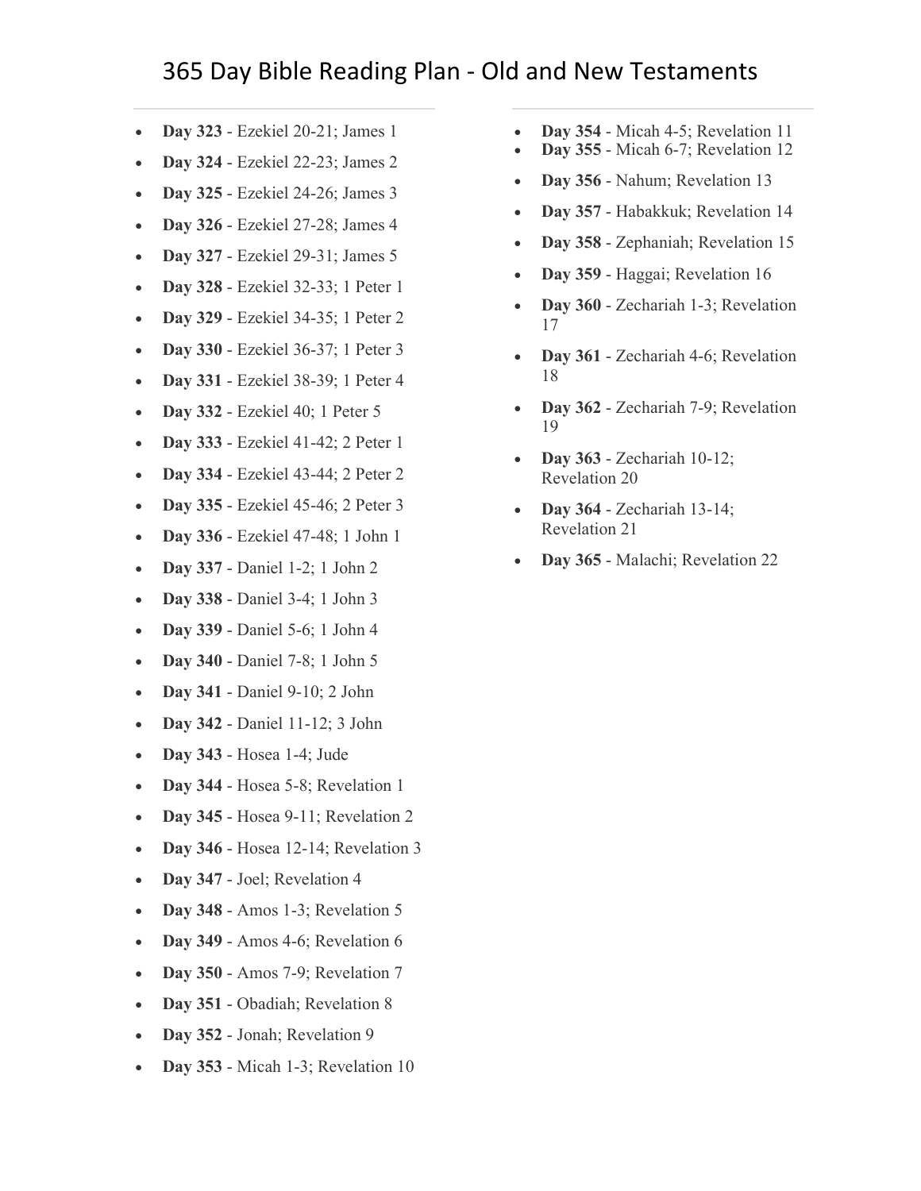# 365 Day Bible Reading Plan - Old and New Testaments

- **Day 323** - Ezekiel 20-21; James 1
- **Day 324** - Ezekiel 22-23; James 2
- **Day 325** - Ezekiel 24-26; James 3
- **Day 326** - Ezekiel 27-28; James 4
- **Day 327** - Ezekiel 29-31; James 5
- **Day 328** - Ezekiel 32-33; 1 Peter 1
- **Day 329** - Ezekiel 34-35; 1 Peter 2
- **Day 330** - Ezekiel 36-37; 1 Peter 3
- **Day 331** - Ezekiel 38-39; 1 Peter 4
- **Day 332** - Ezekiel 40; 1 Peter 5
- **Day 333** - Ezekiel 41-42; 2 Peter 1
- **Day 334** - Ezekiel 43-44; 2 Peter 2
- **Day 335** - Ezekiel 45-46; 2 Peter 3
- **Day 336** - Ezekiel 47-48; 1 John 1
- **Day 337** - Daniel 1-2; 1 John 2
- **Day 338** - Daniel 3-4; 1 John 3
- **Day 339** - Daniel 5-6; 1 John 4
- **Day 340** - Daniel 7-8; 1 John 5
- **Day 341** - Daniel 9-10; 2 John
- **Day 342** - Daniel 11-12; 3 John
- **Day 343** - Hosea 1-4; Jude
- **Day 344** - Hosea 5-8; Revelation 1
- **Day 345** - Hosea 9-11; Revelation 2
- **Day 346** - Hosea 12-14; Revelation 3
- **Day 347** - Joel; Revelation 4
- **Day 348** - Amos 1-3; Revelation 5
- **Day 349** - Amos 4-6; Revelation 6
- **Day 350** - Amos 7-9; Revelation 7
- **Day 351** - Obadiah; Revelation 8
- **Day 352** - Jonah; Revelation 9
- **Day 353** - Micah 1-3; Revelation 10
- **Day 354** - Micah 4-5; Revelation 11
- **Day 355** - Micah 6-7; Revelation 12
- **Day 356** - Nahum; Revelation 13
- **Day 357** - Habakkuk; Revelation 14
- **Day 358** - Zephaniah; Revelation 15
- **Day 359** - Haggai; Revelation 16
- **Day 360** - Zechariah 1-3; Revelation 17
- **Day 361** - Zechariah 4-6; Revelation 18
- **Day 362** - Zechariah 7-9; Revelation 19
- **Day 363** - Zechariah 10-12; Revelation 20
- **Day 364** - Zechariah 13-14; Revelation 21
- **Day 365** - Malachi; Revelation 22